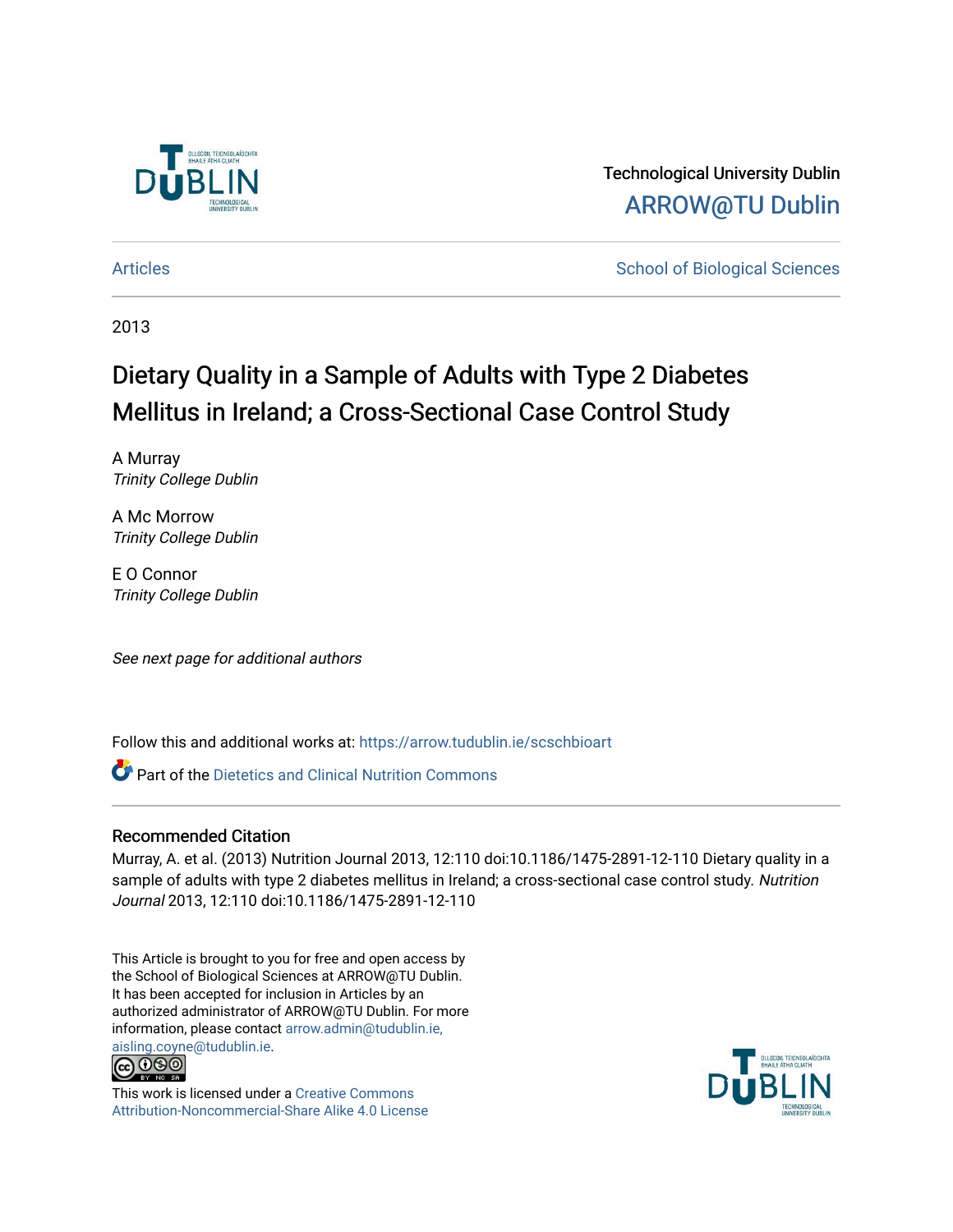Technological University Dublin

ARROW@TU Dublin

Articles | School of Biological Sciences

2013

# Dietary Quality in a Sample of Adults with Type 2 Diabetes Mellitus in Ireland; a Cross-Sectional Case Control Study

A Murray
*Trinity College Dublin*

A Mc Morrow
*Trinity College Dublin*

E O Connor
*Trinity College Dublin*

*See next page for additional authors*

Follow this and additional works at: https://arrow.tudublin.ie/scschbioart

Part of the Dietetics and Clinical Nutrition Commons

## Recommended Citation

Murray, A. et al. (2013) Nutrition Journal 2013, 12:110 doi:10.1186/1475-2891-12-110 Dietary quality in a sample of adults with type 2 diabetes mellitus in Ireland; a cross-sectional case control study. *Nutrition Journal* 2013, 12:110 doi:10.1186/1475-2891-12-110

This Article is brought to you for free and open access by the School of Biological Sciences at ARROW@TU Dublin. It has been accepted for inclusion in Articles by an authorized administrator of ARROW@TU Dublin. For more information, please contact arrow.admin@tudublin.ie, aisling.coyne@tudublin.ie.

This work is licensed under a Creative Commons Attribution-Noncommercial-Share Alike 4.0 License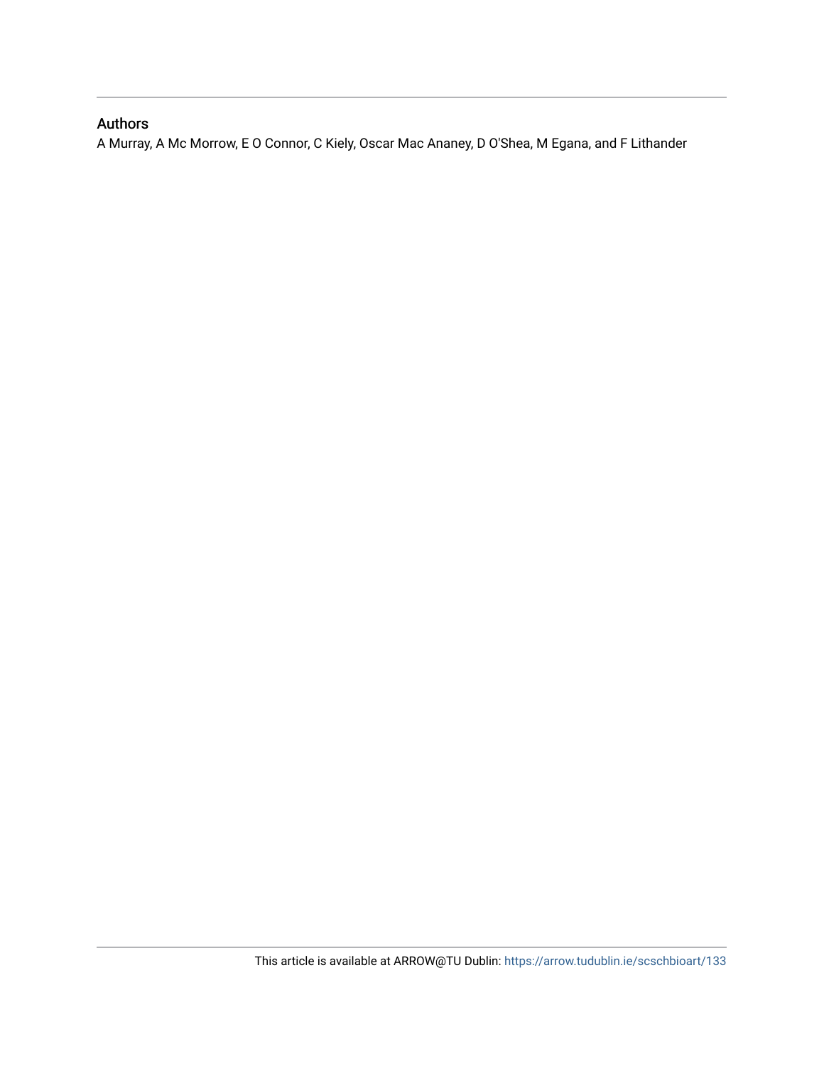## Authors

A Murray, A Mc Morrow, E O Connor, C Kiely, Oscar Mac Ananey, D O'Shea, M Egana, and F Lithander

This article is available at ARROW@TU Dublin: https://arrow.tudublin.ie/scschbioart/133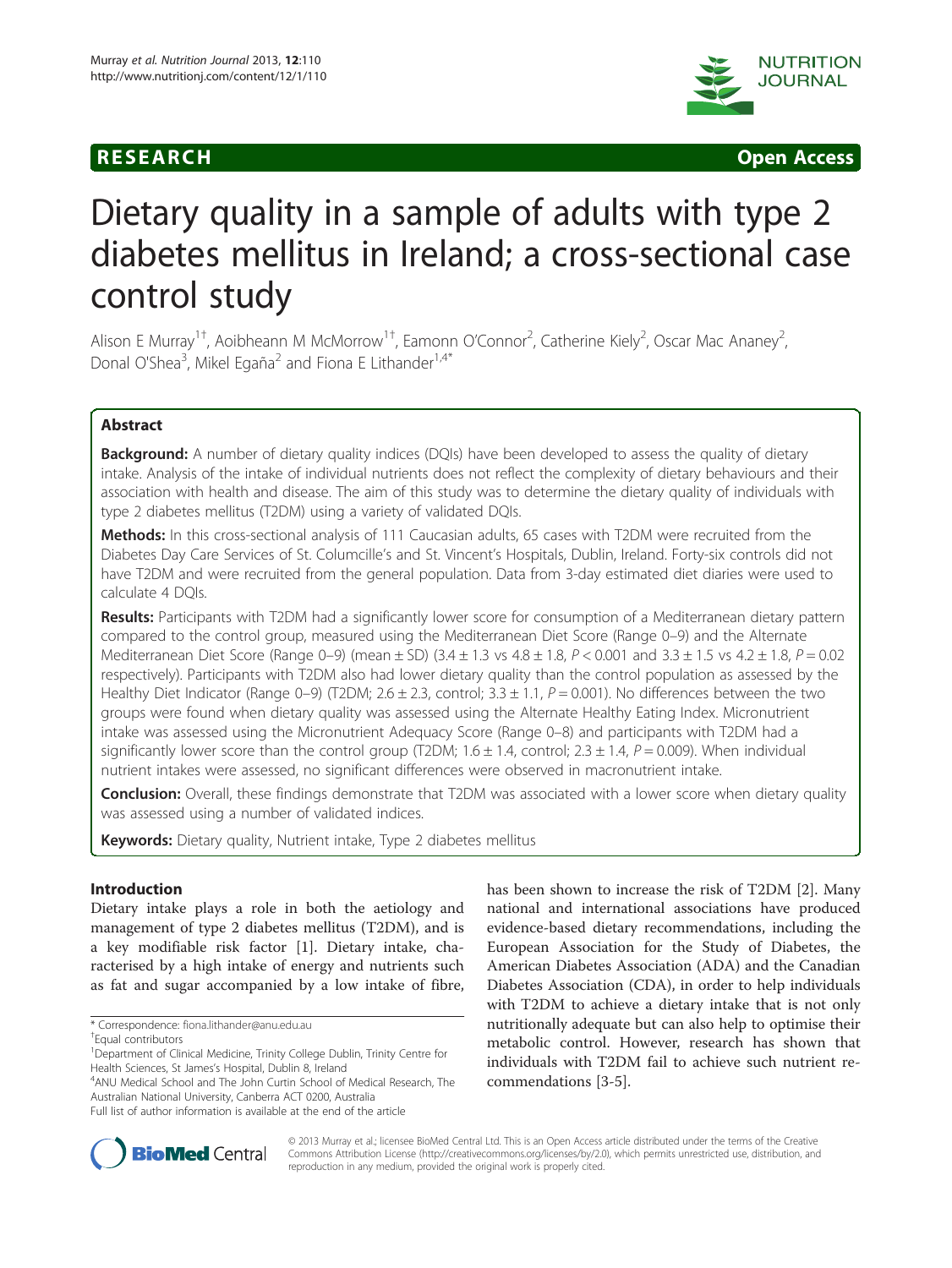# Dietary quality in a sample of adults with type 2 diabetes mellitus in Ireland; a cross-sectional case control study

Alison E Murray[1†], Aoibheann M McMorrow[1†], Eamonn O'Connor[2], Catherine Kiely[2], Oscar Mac Ananey[2], Donal O'Shea[3], Mikel Egaña[2] and Fiona E Lithander[1,4*]

## Abstract

**Background:** A number of dietary quality indices (DQIs) have been developed to assess the quality of dietary intake. Analysis of the intake of individual nutrients does not reflect the complexity of dietary behaviours and their association with health and disease. The aim of this study was to determine the dietary quality of individuals with type 2 diabetes mellitus (T2DM) using a variety of validated DQIs.

**Methods:** In this cross-sectional analysis of 111 Caucasian adults, 65 cases with T2DM were recruited from the Diabetes Day Care Services of St. Columcille's and St. Vincent's Hospitals, Dublin, Ireland. Forty-six controls did not have T2DM and were recruited from the general population. Data from 3-day estimated diet diaries were used to calculate 4 DQIs.

**Results:** Participants with T2DM had a significantly lower score for consumption of a Mediterranean dietary pattern compared to the control group, measured using the Mediterranean Diet Score (Range 0–9) and the Alternate Mediterranean Diet Score (Range 0–9) (mean ± SD) (3.4 ± 1.3 vs 4.8 ± 1.8, $P < 0.001$ and 3.3 ± 1.5 vs 4.2 ± 1.8, $P = 0.02$ respectively). Participants with T2DM also had lower dietary quality than the control population as assessed by the Healthy Diet Indicator (Range 0–9) (T2DM; 2.6 ± 2.3, control; 3.3 ± 1.1, $P = 0.001$). No differences between the two groups were found when dietary quality was assessed using the Alternate Healthy Eating Index. Micronutrient intake was assessed using the Micronutrient Adequacy Score (Range 0–8) and participants with T2DM had a significantly lower score than the control group (T2DM; 1.6 ± 1.4, control; 2.3 ± 1.4, $P = 0.009$). When individual nutrient intakes were assessed, no significant differences were observed in macronutrient intake.

**Conclusion:** Overall, these findings demonstrate that T2DM was associated with a lower score when dietary quality was assessed using a number of validated indices.

**Keywords:** Dietary quality, Nutrient intake, Type 2 diabetes mellitus

## Introduction

Dietary intake plays a role in both the aetiology and management of type 2 diabetes mellitus (T2DM), and is a key modifiable risk factor [1]. Dietary intake, characterised by a high intake of energy and nutrients such as fat and sugar accompanied by a low intake of fibre, has been shown to increase the risk of T2DM [2]. Many national and international associations have produced evidence-based dietary recommendations, including the European Association for the Study of Diabetes, the American Diabetes Association (ADA) and the Canadian Diabetes Association (CDA), in order to help individuals with T2DM to achieve a dietary intake that is not only nutritionally adequate but can also help to optimise their metabolic control. However, research has shown that individuals with T2DM fail to achieve such nutrient recommendations [3-5].

\* Correspondence: fiona.lithander@anu.edu.au
†Equal contributors
[1]Department of Clinical Medicine, Trinity College Dublin, Trinity Centre for Health Sciences, St James's Hospital, Dublin 8, Ireland
[4]ANU Medical School and The John Curtin School of Medical Research, The Australian National University, Canberra ACT 0200, Australia
Full list of author information is available at the end of the article

© 2013 Murray et al.; licensee BioMed Central Ltd. This is an Open Access article distributed under the terms of the Creative Commons Attribution License (http://creativecommons.org/licenses/by/2.0), which permits unrestricted use, distribution, and reproduction in any medium, provided the original work is properly cited.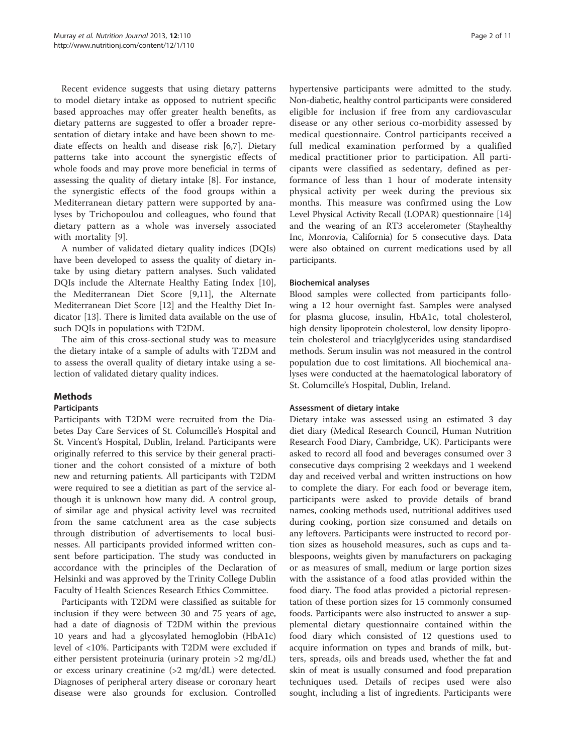Recent evidence suggests that using dietary patterns to model dietary intake as opposed to nutrient specific based approaches may offer greater health benefits, as dietary patterns are suggested to offer a broader representation of dietary intake and have been shown to mediate effects on health and disease risk [6,7]. Dietary patterns take into account the synergistic effects of whole foods and may prove more beneficial in terms of assessing the quality of dietary intake [8]. For instance, the synergistic effects of the food groups within a Mediterranean dietary pattern were supported by analyses by Trichopoulou and colleagues, who found that dietary pattern as a whole was inversely associated with mortality [9].

A number of validated dietary quality indices (DQIs) have been developed to assess the quality of dietary intake by using dietary pattern analyses. Such validated DQIs include the Alternate Healthy Eating Index [10], the Mediterranean Diet Score [9,11], the Alternate Mediterranean Diet Score [12] and the Healthy Diet Indicator [13]. There is limited data available on the use of such DQIs in populations with T2DM.

The aim of this cross-sectional study was to measure the dietary intake of a sample of adults with T2DM and to assess the overall quality of dietary intake using a selection of validated dietary quality indices.

## Methods

### Participants

Participants with T2DM were recruited from the Diabetes Day Care Services of St. Columcille's Hospital and St. Vincent's Hospital, Dublin, Ireland. Participants were originally referred to this service by their general practitioner and the cohort consisted of a mixture of both new and returning patients. All participants with T2DM were required to see a dietitian as part of the service although it is unknown how many did. A control group, of similar age and physical activity level was recruited from the same catchment area as the case subjects through distribution of advertisements to local businesses. All participants provided informed written consent before participation. The study was conducted in accordance with the principles of the Declaration of Helsinki and was approved by the Trinity College Dublin Faculty of Health Sciences Research Ethics Committee.

Participants with T2DM were classified as suitable for inclusion if they were between 30 and 75 years of age, had a date of diagnosis of T2DM within the previous 10 years and had a glycosylated hemoglobin (HbA1c) level of <10%. Participants with T2DM were excluded if either persistent proteinuria (urinary protein >2 mg/dL) or excess urinary creatinine (>2 mg/dL) were detected. Diagnoses of peripheral artery disease or coronary heart disease were also grounds for exclusion. Controlled hypertensive participants were admitted to the study. Non-diabetic, healthy control participants were considered eligible for inclusion if free from any cardiovascular disease or any other serious co-morbidity assessed by medical questionnaire. Control participants received a full medical examination performed by a qualified medical practitioner prior to participation. All participants were classified as sedentary, defined as performance of less than 1 hour of moderate intensity physical activity per week during the previous six months. This measure was confirmed using the Low Level Physical Activity Recall (LOPAR) questionnaire [14] and the wearing of an RT3 accelerometer (Stayhealthy Inc, Monrovia, California) for 5 consecutive days. Data were also obtained on current medications used by all participants.

### Biochemical analyses

Blood samples were collected from participants following a 12 hour overnight fast. Samples were analysed for plasma glucose, insulin, HbA1c, total cholesterol, high density lipoprotein cholesterol, low density lipoprotein cholesterol and triacylglycerides using standardised methods. Serum insulin was not measured in the control population due to cost limitations. All biochemical analyses were conducted at the haematological laboratory of St. Columcille's Hospital, Dublin, Ireland.

### Assessment of dietary intake

Dietary intake was assessed using an estimated 3 day diet diary (Medical Research Council, Human Nutrition Research Food Diary, Cambridge, UK). Participants were asked to record all food and beverages consumed over 3 consecutive days comprising 2 weekdays and 1 weekend day and received verbal and written instructions on how to complete the diary. For each food or beverage item, participants were asked to provide details of brand names, cooking methods used, nutritional additives used during cooking, portion size consumed and details on any leftovers. Participants were instructed to record portion sizes as household measures, such as cups and tablespoons, weights given by manufacturers on packaging or as measures of small, medium or large portion sizes with the assistance of a food atlas provided within the food diary. The food atlas provided a pictorial representation of these portion sizes for 15 commonly consumed foods. Participants were also instructed to answer a supplemental dietary questionnaire contained within the food diary which consisted of 12 questions used to acquire information on types and brands of milk, butters, spreads, oils and breads used, whether the fat and skin of meat is usually consumed and food preparation techniques used. Details of recipes used were also sought, including a list of ingredients. Participants were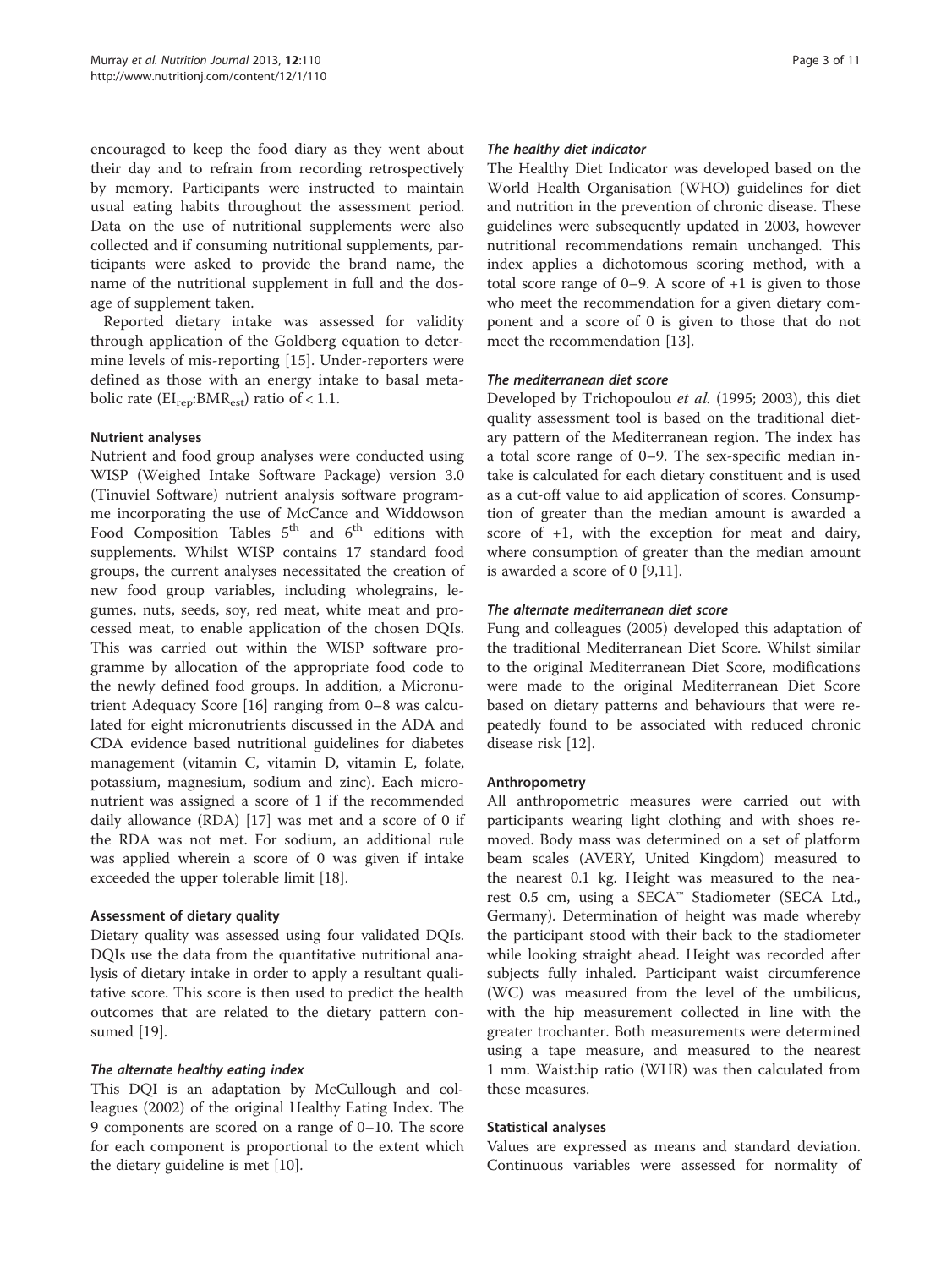encouraged to keep the food diary as they went about their day and to refrain from recording retrospectively by memory. Participants were instructed to maintain usual eating habits throughout the assessment period. Data on the use of nutritional supplements were also collected and if consuming nutritional supplements, participants were asked to provide the brand name, the name of the nutritional supplement in full and the dosage of supplement taken.

Reported dietary intake was assessed for validity through application of the Goldberg equation to determine levels of mis-reporting [15]. Under-reporters were defined as those with an energy intake to basal metabolic rate ($EI_{rep}$:$BMR_{est}$) ratio of < 1.1.

### Nutrient analyses

Nutrient and food group analyses were conducted using WISP (Weighed Intake Software Package) version 3.0 (Tinuviel Software) nutrient analysis software programme incorporating the use of McCance and Widdowson Food Composition Tables 5th and 6th editions with supplements. Whilst WISP contains 17 standard food groups, the current analyses necessitated the creation of new food group variables, including wholegrains, legumes, nuts, seeds, soy, red meat, white meat and processed meat, to enable application of the chosen DQIs. This was carried out within the WISP software programme by allocation of the appropriate food code to the newly defined food groups. In addition, a Micronutrient Adequacy Score [16] ranging from 0–8 was calculated for eight micronutrients discussed in the ADA and CDA evidence based nutritional guidelines for diabetes management (vitamin C, vitamin D, vitamin E, folate, potassium, magnesium, sodium and zinc). Each micronutrient was assigned a score of 1 if the recommended daily allowance (RDA) [17] was met and a score of 0 if the RDA was not met. For sodium, an additional rule was applied wherein a score of 0 was given if intake exceeded the upper tolerable limit [18].

### Assessment of dietary quality

Dietary quality was assessed using four validated DQIs. DQIs use the data from the quantitative nutritional analysis of dietary intake in order to apply a resultant qualitative score. This score is then used to predict the health outcomes that are related to the dietary pattern consumed [19].

#### *The alternate healthy eating index*

This DQI is an adaptation by McCullough and colleagues (2002) of the original Healthy Eating Index. The 9 components are scored on a range of 0–10. The score for each component is proportional to the extent which the dietary guideline is met [10].

#### *The healthy diet indicator*

The Healthy Diet Indicator was developed based on the World Health Organisation (WHO) guidelines for diet and nutrition in the prevention of chronic disease. These guidelines were subsequently updated in 2003, however nutritional recommendations remain unchanged. This index applies a dichotomous scoring method, with a total score range of 0–9. A score of +1 is given to those who meet the recommendation for a given dietary component and a score of 0 is given to those that do not meet the recommendation [13].

#### *The mediterranean diet score*

Developed by Trichopoulou *et al.* (1995; 2003), this diet quality assessment tool is based on the traditional dietary pattern of the Mediterranean region. The index has a total score range of 0–9. The sex-specific median intake is calculated for each dietary constituent and is used as a cut-off value to aid application of scores. Consumption of greater than the median amount is awarded a score of +1, with the exception for meat and dairy, where consumption of greater than the median amount is awarded a score of 0 [9,11].

#### *The alternate mediterranean diet score*

Fung and colleagues (2005) developed this adaptation of the traditional Mediterranean Diet Score. Whilst similar to the original Mediterranean Diet Score, modifications were made to the original Mediterranean Diet Score based on dietary patterns and behaviours that were repeatedly found to be associated with reduced chronic disease risk [12].

### Anthropometry

All anthropometric measures were carried out with participants wearing light clothing and with shoes removed. Body mass was determined on a set of platform beam scales (AVERY, United Kingdom) measured to the nearest 0.1 kg. Height was measured to the nearest 0.5 cm, using a SECA™ Stadiometer (SECA Ltd., Germany). Determination of height was made whereby the participant stood with their back to the stadiometer while looking straight ahead. Height was recorded after subjects fully inhaled. Participant waist circumference (WC) was measured from the level of the umbilicus, with the hip measurement collected in line with the greater trochanter. Both measurements were determined using a tape measure, and measured to the nearest 1 mm. Waist:hip ratio (WHR) was then calculated from these measures.

### Statistical analyses

Values are expressed as means and standard deviation. Continuous variables were assessed for normality of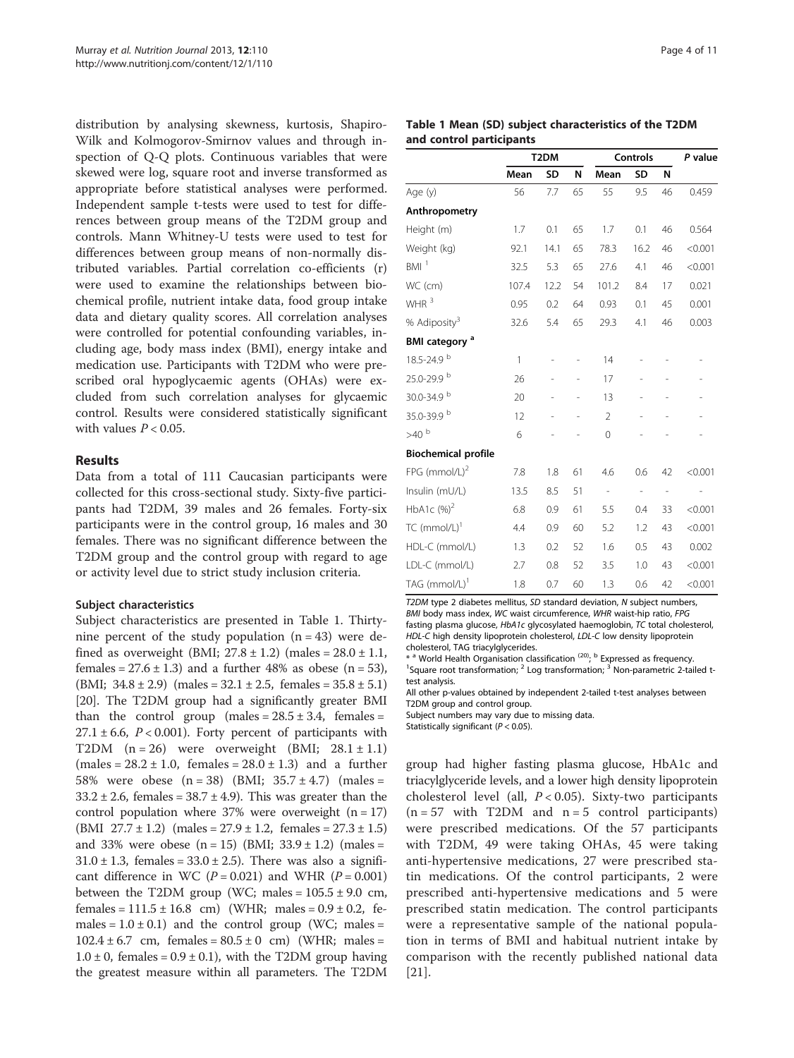distribution by analysing skewness, kurtosis, Shapiro-Wilk and Kolmogorov-Smirnov values and through inspection of Q-Q plots. Continuous variables that were skewed were log, square root and inverse transformed as appropriate before statistical analyses were performed. Independent sample t-tests were used to test for differences between group means of the T2DM group and controls. Mann Whitney-U tests were used to test for differences between group means of non-normally distributed variables. Partial correlation co-efficients (r) were used to examine the relationships between biochemical profile, nutrient intake data, food group intake data and dietary quality scores. All correlation analyses were controlled for potential confounding variables, including age, body mass index (BMI), energy intake and medication use. Participants with T2DM who were prescribed oral hypoglycaemic agents (OHAs) were excluded from such correlation analyses for glycaemic control. Results were considered statistically significant with values $P < 0.05$.

## Results

Data from a total of 111 Caucasian participants were collected for this cross-sectional study. Sixty-five participants had T2DM, 39 males and 26 females. Forty-six participants were in the control group, 16 males and 30 females. There was no significant difference between the T2DM group and the control group with regard to age or activity level due to strict study inclusion criteria.

### Subject characteristics

Subject characteristics are presented in Table 1. Thirty-nine percent of the study population (n = 43) were defined as overweight (BMI; 27.8 ± 1.2) (males = 28.0 ± 1.1, females = 27.6 ± 1.3) and a further 48% as obese (n = 53), (BMI; 34.8 ± 2.9) (males = 32.1 ± 2.5, females = 35.8 ± 5.1) [20]. The T2DM group had a significantly greater BMI than the control group (males = 28.5 ± 3.4, females = 27.1 ± 6.6, $P < 0.001$). Forty percent of participants with T2DM (n = 26) were overweight (BMI; 28.1 ± 1.1) (males = 28.2 ± 1.0, females = 28.0 ± 1.3) and a further 58% were obese (n = 38) (BMI; 35.7 ± 4.7) (males = 33.2 ± 2.6, females = 38.7 ± 4.9). This was greater than the control population where 37% were overweight (n = 17) (BMI 27.7 ± 1.2) (males = 27.9 ± 1.2, females = 27.3 ± 1.5) and 33% were obese (n = 15) (BMI; 33.9 ± 1.2) (males = 31.0 ± 1.3, females = 33.0 ± 2.5). There was also a significant difference in WC ($P = 0.021$) and WHR ($P = 0.001$) between the T2DM group (WC; males = 105.5 ± 9.0 cm, females = 111.5 ± 16.8 cm) (WHR; males = 0.9 ± 0.2, females = 1.0 ± 0.1) and the control group (WC; males = 102.4 ± 6.7 cm, females = 80.5 ± 0 cm) (WHR; males = 1.0 ± 0, females = 0.9 ± 0.1), with the T2DM group having the greatest measure within all parameters. The T2DM group had higher fasting plasma glucose, HbA1c and triacylglyceride levels, and a lower high density lipoprotein cholesterol level (all, $P < 0.05$). Sixty-two participants (n = 57 with T2DM and n = 5 control participants) were prescribed medications. Of the 57 participants with T2DM, 49 were taking OHAs, 45 were taking anti-hypertensive medications, 27 were prescribed statin medications. Of the control participants, 2 were prescribed anti-hypertensive medications and 5 were prescribed statin medication. The control participants were a representative sample of the national population in terms of BMI and habitual nutrient intake by comparison with the recently published national data [21].

**Table 1 Mean (SD) subject characteristics of the T2DM and control participants**

| | T2DM | | | Controls | | | *P* value |
|---|---|---|---|---|---|---|---|
| | Mean | SD | N | Mean | SD | N | |
| Age (y) | 56 | 7.7 | 65 | 55 | 9.5 | 46 | 0.459 |
| **Anthropometry** | | | | | | | |
| Height (m) | 1.7 | 0.1 | 65 | 1.7 | 0.1 | 46 | 0.564 |
| Weight (kg) | 92.1 | 14.1 | 65 | 78.3 | 16.2 | 46 | <0.001 |
| BMI [1] | 32.5 | 5.3 | 65 | 27.6 | 4.1 | 46 | <0.001 |
| WC (cm) | 107.4 | 12.2 | 54 | 101.2 | 8.4 | 17 | 0.021 |
| WHR [3] | 0.95 | 0.2 | 64 | 0.93 | 0.1 | 45 | 0.001 |
| % Adiposity[3] | 32.6 | 5.4 | 65 | 29.3 | 4.1 | 46 | 0.003 |
| **BMI category [a]** | | | | | | | |
| 18.5-24.9 [b] | 1 | - | - | 14 | - | - | - |
| 25.0-29.9 [b] | 26 | - | - | 17 | - | - | - |
| 30.0-34.9 [b] | 20 | - | - | 13 | - | - | - |
| 35.0-39.9 [b] | 12 | - | - | 2 | - | - | - |
| >40 [b] | 6 | - | - | 0 | - | - | - |
| **Biochemical profile** | | | | | | | |
| FPG (mmol/L)[2] | 7.8 | 1.8 | 61 | 4.6 | 0.6 | 42 | <0.001 |
| Insulin (mU/L) | 13.5 | 8.5 | 51 | - | - | - | - |
| HbA1c (%)[2] | 6.8 | 0.9 | 61 | 5.5 | 0.4 | 33 | <0.001 |
| TC (mmol/L)[1] | 4.4 | 0.9 | 60 | 5.2 | 1.2 | 43 | <0.001 |
| HDL-C (mmol/L) | 1.3 | 0.2 | 52 | 1.6 | 0.5 | 43 | 0.002 |
| LDL-C (mmol/L) | 2.7 | 0.8 | 52 | 3.5 | 1.0 | 43 | <0.001 |
| TAG (mmol/L)[1] | 1.8 | 0.7 | 60 | 1.3 | 0.6 | 42 | <0.001 |

*T2DM* type 2 diabetes mellitus, *SD* standard deviation, *N* subject numbers, *BMI* body mass index, *WC* waist circumference, *WHR* waist-hip ratio, *FPG* fasting plasma glucose, *HbA1c* glycosylated haemoglobin, *TC* total cholesterol, *HDL-C* high density lipoprotein cholesterol, *LDL-C* low density lipoprotein cholesterol, TAG triacylglycerides.

* [a] World Health Organisation classification [20]; [b] Expressed as frequency.
[1]Square root transformation; [2] Log transformation; [3] Non-parametric 2-tailed t-test analysis.
All other p-values obtained by independent 2-tailed t-test analyses between T2DM group and control group.
Subject numbers may vary due to missing data.
Statistically significant ($P < 0.05$).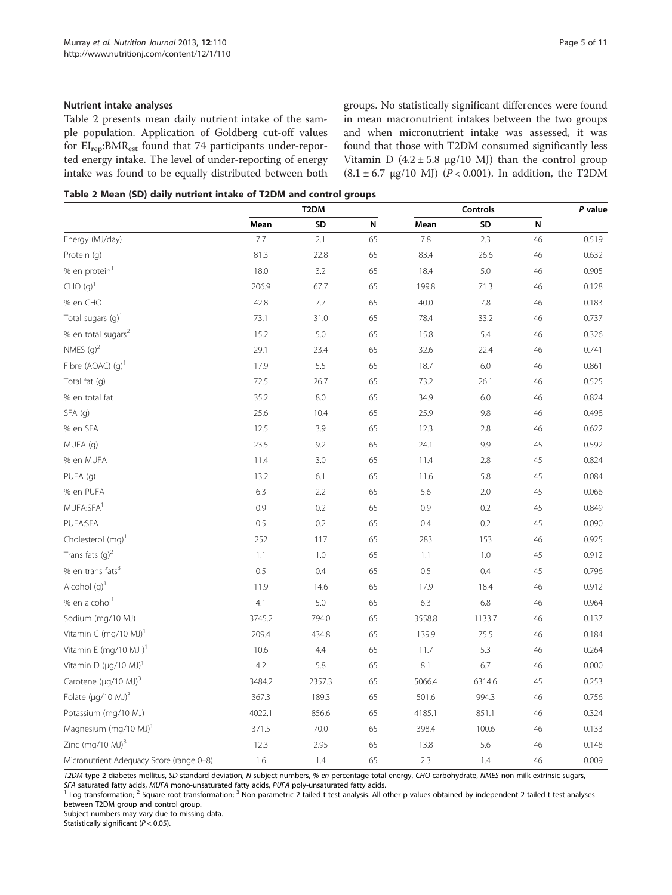### Nutrient intake analyses

Table 2 presents mean daily nutrient intake of the sample population. Application of Goldberg cut-off values for $EI_{rep}$:$BMR_{est}$ found that 74 participants under-reported energy intake. The level of under-reporting of energy intake was found to be equally distributed between both groups. No statistically significant differences were found in mean macronutrient intakes between the two groups and when micronutrient intake was assessed, it was found that those with T2DM consumed significantly less Vitamin D (4.2 ± 5.8 μg/10 MJ) than the control group (8.1 ± 6.7 μg/10 MJ) ($P < 0.001$). In addition, the T2DM

**Table 2 Mean (SD) daily nutrient intake of T2DM and control groups**

| | T2DM | | | Controls | | | P value |
|---|---|---|---|---|---|---|---|
| | Mean | SD | N | Mean | SD | N | |
| Energy (MJ/day) | 7.7 | 2.1 | 65 | 7.8 | 2.3 | 46 | 0.519 |
| Protein (g) | 81.3 | 22.8 | 65 | 83.4 | 26.6 | 46 | 0.632 |
| % en protein[1] | 18.0 | 3.2 | 65 | 18.4 | 5.0 | 46 | 0.905 |
| CHO (g)[1] | 206.9 | 67.7 | 65 | 199.8 | 71.3 | 46 | 0.128 |
| % en CHO | 42.8 | 7.7 | 65 | 40.0 | 7.8 | 46 | 0.183 |
| Total sugars (g)[1] | 73.1 | 31.0 | 65 | 78.4 | 33.2 | 46 | 0.737 |
| % en total sugars[2] | 15.2 | 5.0 | 65 | 15.8 | 5.4 | 46 | 0.326 |
| NMES (g)[2] | 29.1 | 23.4 | 65 | 32.6 | 22.4 | 46 | 0.741 |
| Fibre (AOAC) (g)[1] | 17.9 | 5.5 | 65 | 18.7 | 6.0 | 46 | 0.861 |
| Total fat (g) | 72.5 | 26.7 | 65 | 73.2 | 26.1 | 46 | 0.525 |
| % en total fat | 35.2 | 8.0 | 65 | 34.9 | 6.0 | 46 | 0.824 |
| SFA (g) | 25.6 | 10.4 | 65 | 25.9 | 9.8 | 46 | 0.498 |
| % en SFA | 12.5 | 3.9 | 65 | 12.3 | 2.8 | 46 | 0.622 |
| MUFA (g) | 23.5 | 9.2 | 65 | 24.1 | 9.9 | 45 | 0.592 |
| % en MUFA | 11.4 | 3.0 | 65 | 11.4 | 2.8 | 45 | 0.824 |
| PUFA (g) | 13.2 | 6.1 | 65 | 11.6 | 5.8 | 45 | 0.084 |
| % en PUFA | 6.3 | 2.2 | 65 | 5.6 | 2.0 | 45 | 0.066 |
| MUFA:SFA[1] | 0.9 | 0.2 | 65 | 0.9 | 0.2 | 45 | 0.849 |
| PUFA:SFA | 0.5 | 0.2 | 65 | 0.4 | 0.2 | 45 | 0.090 |
| Cholesterol (mg)[1] | 252 | 117 | 65 | 283 | 153 | 46 | 0.925 |
| Trans fats (g)[2] | 1.1 | 1.0 | 65 | 1.1 | 1.0 | 45 | 0.912 |
| % en trans fats[3] | 0.5 | 0.4 | 65 | 0.5 | 0.4 | 45 | 0.796 |
| Alcohol (g)[1] | 11.9 | 14.6 | 65 | 17.9 | 18.4 | 46 | 0.912 |
| % en alcohol[1] | 4.1 | 5.0 | 65 | 6.3 | 6.8 | 46 | 0.964 |
| Sodium (mg/10 MJ) | 3745.2 | 794.0 | 65 | 3558.8 | 1133.7 | 46 | 0.137 |
| Vitamin C (mg/10 MJ)[1] | 209.4 | 434.8 | 65 | 139.9 | 75.5 | 46 | 0.184 |
| Vitamin E (mg/10 MJ )[1] | 10.6 | 4.4 | 65 | 11.7 | 5.3 | 46 | 0.264 |
| Vitamin D (μg/10 MJ)[1] | 4.2 | 5.8 | 65 | 8.1 | 6.7 | 46 | 0.000 |
| Carotene (μg/10 MJ)[3] | 3484.2 | 2357.3 | 65 | 5066.4 | 6314.6 | 45 | 0.253 |
| Folate (μg/10 MJ)[3] | 367.3 | 189.3 | 65 | 501.6 | 994.3 | 46 | 0.756 |
| Potassium (mg/10 MJ) | 4022.1 | 856.6 | 65 | 4185.1 | 851.1 | 46 | 0.324 |
| Magnesium (mg/10 MJ)[1] | 371.5 | 70.0 | 65 | 398.4 | 100.6 | 46 | 0.133 |
| Zinc (mg/10 MJ)[3] | 12.3 | 2.95 | 65 | 13.8 | 5.6 | 46 | 0.148 |
| Micronutrient Adequacy Score (range 0–8) | 1.6 | 1.4 | 65 | 2.3 | 1.4 | 46 | 0.009 |

*T2DM* type 2 diabetes mellitus, *SD* standard deviation, *N* subject numbers, *% en* percentage total energy, *CHO* carbohydrate, *NMES* non-milk extrinsic sugars, *SFA* saturated fatty acids, *MUFA* mono-unsaturated fatty acids, *PUFA* poly-unsaturated fatty acids.
[1] Log transformation; [2] Square root transformation; [3] Non-parametric 2-tailed t-test analysis. All other p-values obtained by independent 2-tailed t-test analyses between T2DM group and control group.
Subject numbers may vary due to missing data.
Statistically significant ($P < 0.05$).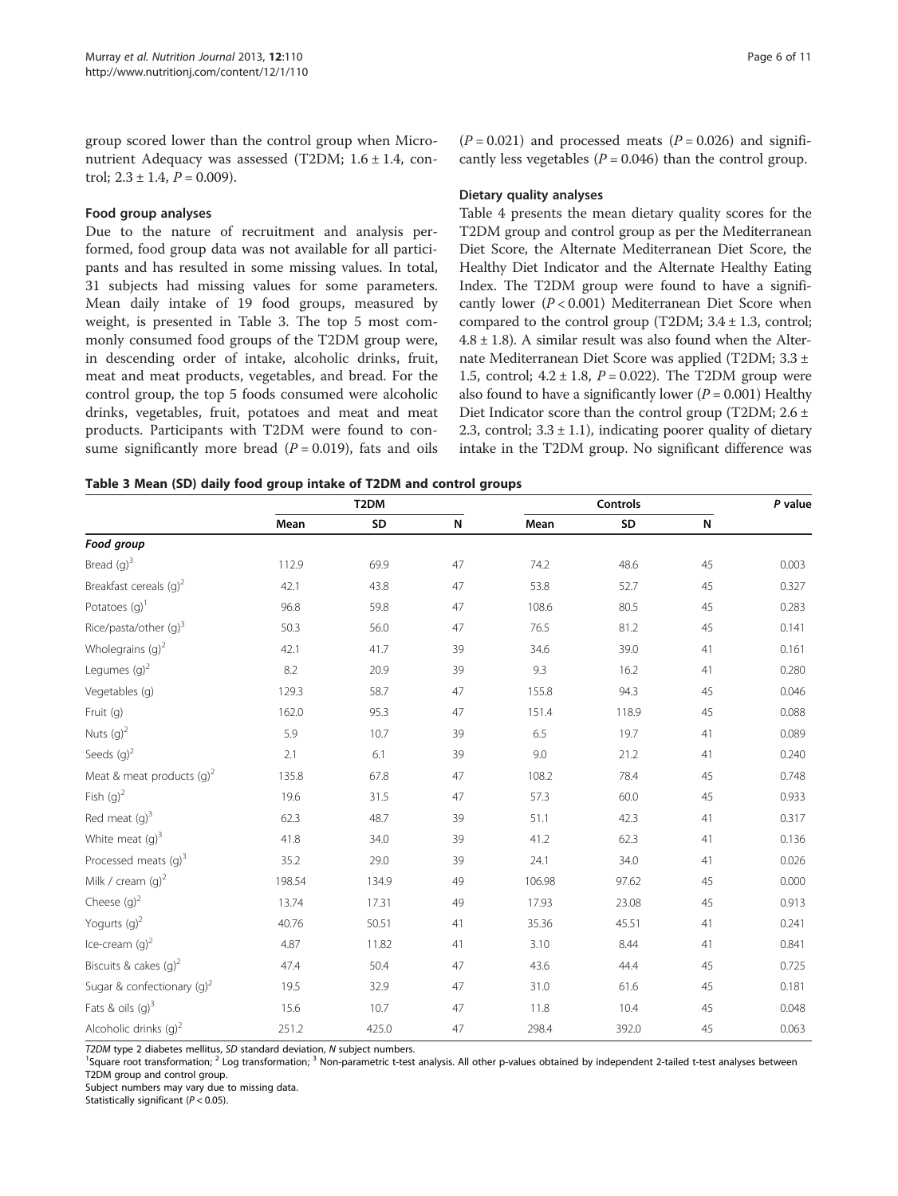group scored lower than the control group when Micronutrient Adequacy was assessed (T2DM; 1.6 ± 1.4, control; 2.3 ± 1.4, $P = 0.009$).

#### Food group analyses

Due to the nature of recruitment and analysis performed, food group data was not available for all participants and has resulted in some missing values. In total, 31 subjects had missing values for some parameters. Mean daily intake of 19 food groups, measured by weight, is presented in Table 3. The top 5 most commonly consumed food groups of the T2DM group were, in descending order of intake, alcoholic drinks, fruit, meat and meat products, vegetables, and bread. For the control group, the top 5 foods consumed were alcoholic drinks, vegetables, fruit, potatoes and meat and meat products. Participants with T2DM were found to consume significantly more bread ($P = 0.019$), fats and oils ($P = 0.021$) and processed meats ($P = 0.026$) and significantly less vegetables ($P = 0.046$) than the control group.

#### Dietary quality analyses

Table 4 presents the mean dietary quality scores for the T2DM group and control group as per the Mediterranean Diet Score, the Alternate Mediterranean Diet Score, the Healthy Diet Indicator and the Alternate Healthy Eating Index. The T2DM group were found to have a significantly lower ($P < 0.001$) Mediterranean Diet Score when compared to the control group (T2DM; 3.4 ± 1.3, control; 4.8 ± 1.8). A similar result was also found when the Alternate Mediterranean Diet Score was applied (T2DM; 3.3 ± 1.5, control; 4.2 ± 1.8, $P = 0.022$). The T2DM group were also found to have a significantly lower ($P = 0.001$) Healthy Diet Indicator score than the control group (T2DM; 2.6 ± 2.3, control; 3.3 ± 1.1), indicating poorer quality of dietary intake in the T2DM group. No significant difference was

**Table 3 Mean (SD) daily food group intake of T2DM and control groups**

| | T2DM | | | Controls | | | P value |
|---|---|---|---|---|---|---|---|
| | Mean | SD | N | Mean | SD | N | |
| ***Food group*** | | | | | | | |
| Bread (g)[3] | 112.9 | 69.9 | 47 | 74.2 | 48.6 | 45 | 0.003 |
| Breakfast cereals (g)[2] | 42.1 | 43.8 | 47 | 53.8 | 52.7 | 45 | 0.327 |
| Potatoes (g)[1] | 96.8 | 59.8 | 47 | 108.6 | 80.5 | 45 | 0.283 |
| Rice/pasta/other (g)[3] | 50.3 | 56.0 | 47 | 76.5 | 81.2 | 45 | 0.141 |
| Wholegrains (g)[2] | 42.1 | 41.7 | 39 | 34.6 | 39.0 | 41 | 0.161 |
| Legumes (g)[2] | 8.2 | 20.9 | 39 | 9.3 | 16.2 | 41 | 0.280 |
| Vegetables (g) | 129.3 | 58.7 | 47 | 155.8 | 94.3 | 45 | 0.046 |
| Fruit (g) | 162.0 | 95.3 | 47 | 151.4 | 118.9 | 45 | 0.088 |
| Nuts (g)[2] | 5.9 | 10.7 | 39 | 6.5 | 19.7 | 41 | 0.089 |
| Seeds (g)[2] | 2.1 | 6.1 | 39 | 9.0 | 21.2 | 41 | 0.240 |
| Meat & meat products (g)[2] | 135.8 | 67.8 | 47 | 108.2 | 78.4 | 45 | 0.748 |
| Fish (g)[2] | 19.6 | 31.5 | 47 | 57.3 | 60.0 | 45 | 0.933 |
| Red meat (g)[3] | 62.3 | 48.7 | 39 | 51.1 | 42.3 | 41 | 0.317 |
| White meat (g)[3] | 41.8 | 34.0 | 39 | 41.2 | 62.3 | 41 | 0.136 |
| Processed meats (g)[3] | 35.2 | 29.0 | 39 | 24.1 | 34.0 | 41 | 0.026 |
| Milk / cream (g)[2] | 198.54 | 134.9 | 49 | 106.98 | 97.62 | 45 | 0.000 |
| Cheese (g)[2] | 13.74 | 17.31 | 49 | 17.93 | 23.08 | 45 | 0.913 |
| Yogurts (g)[2] | 40.76 | 50.51 | 41 | 35.36 | 45.51 | 41 | 0.241 |
| Ice-cream (g)[2] | 4.87 | 11.82 | 41 | 3.10 | 8.44 | 41 | 0.841 |
| Biscuits & cakes (g)[2] | 47.4 | 50.4 | 47 | 43.6 | 44.4 | 45 | 0.725 |
| Sugar & confectionary (g)[2] | 19.5 | 32.9 | 47 | 31.0 | 61.6 | 45 | 0.181 |
| Fats & oils (g)[3] | 15.6 | 10.7 | 47 | 11.8 | 10.4 | 45 | 0.048 |
| Alcoholic drinks (g)[2] | 251.2 | 425.0 | 47 | 298.4 | 392.0 | 45 | 0.063 |

*T2DM* type 2 diabetes mellitus, *SD* standard deviation, *N* subject numbers.
[1]Square root transformation; [2] Log transformation; [3] Non-parametric t-test analysis. All other p-values obtained by independent 2-tailed t-test analyses between T2DM group and control group.
Subject numbers may vary due to missing data.
Statistically significant ($P < 0.05$).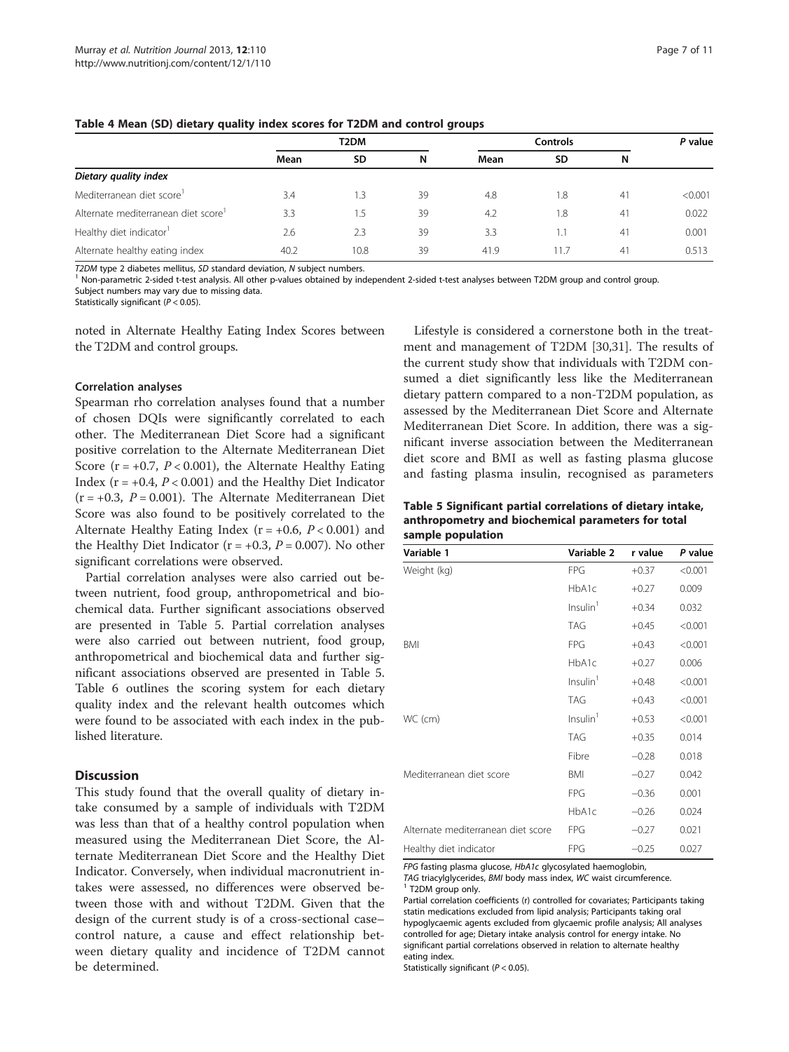**Table 4 Mean (SD) dietary quality index scores for T2DM and control groups**

| | T2DM | | | Controls | | | P value |
|---|---|---|---|---|---|---|---|
| | Mean | SD | N | Mean | SD | N | |
| ***Dietary quality index*** | | | | | | | |
| Mediterranean diet score[1] | 3.4 | 1.3 | 39 | 4.8 | 1.8 | 41 | <0.001 |
| Alternate mediterranean diet score[1] | 3.3 | 1.5 | 39 | 4.2 | 1.8 | 41 | 0.022 |
| Healthy diet indicator[1] | 2.6 | 2.3 | 39 | 3.3 | 1.1 | 41 | 0.001 |
| Alternate healthy eating index | 40.2 | 10.8 | 39 | 41.9 | 11.7 | 41 | 0.513 |

*T2DM* type 2 diabetes mellitus, *SD* standard deviation, *N* subject numbers.
[1] Non-parametric 2-sided t-test analysis. All other p-values obtained by independent 2-sided t-test analyses between T2DM group and control group.
Subject numbers may vary due to missing data.
Statistically significant ($P < 0.05$).

noted in Alternate Healthy Eating Index Scores between the T2DM and control groups.

#### Correlation analyses

Spearman rho correlation analyses found that a number of chosen DQIs were significantly correlated to each other. The Mediterranean Diet Score had a significant positive correlation to the Alternate Mediterranean Diet Score ($r = +0.7$, $P < 0.001$), the Alternate Healthy Eating Index ($r = +0.4$, $P < 0.001$) and the Healthy Diet Indicator ($r = +0.3$, $P = 0.001$). The Alternate Mediterranean Diet Score was also found to be positively correlated to the Alternate Healthy Eating Index ($r = +0.6$, $P < 0.001$) and the Healthy Diet Indicator ($r = +0.3$, $P = 0.007$). No other significant correlations were observed.

Partial correlation analyses were also carried out between nutrient, food group, anthropometrical and biochemical data. Further significant associations observed are presented in Table 5. Partial correlation analyses were also carried out between nutrient, food group, anthropometrical and biochemical data and further significant associations observed are presented in Table 5. Table 6 outlines the scoring system for each dietary quality index and the relevant health outcomes which were found to be associated with each index in the published literature.

## Discussion

This study found that the overall quality of dietary intake consumed by a sample of individuals with T2DM was less than that of a healthy control population when measured using the Mediterranean Diet Score, the Alternate Mediterranean Diet Score and the Healthy Diet Indicator. Conversely, when individual macronutrient intakes were assessed, no differences were observed between those with and without T2DM. Given that the design of the current study is of a cross-sectional case–control nature, a cause and effect relationship between dietary quality and incidence of T2DM cannot be determined.

Lifestyle is considered a cornerstone both in the treatment and management of T2DM [30,31]. The results of the current study show that individuals with T2DM consumed a diet significantly less like the Mediterranean dietary pattern compared to a non-T2DM population, as assessed by the Mediterranean Diet Score and Alternate Mediterranean Diet Score. In addition, there was a significant inverse association between the Mediterranean diet score and BMI as well as fasting plasma glucose and fasting plasma insulin, recognised as parameters

**Table 5 Significant partial correlations of dietary intake, anthropometry and biochemical parameters for total sample population**

| Variable 1 | Variable 2 | r value | P value |
|---|---|---|---|
| Weight (kg) | FPG | +0.37 | <0.001 |
| | HbA1c | +0.27 | 0.009 |
| | Insulin[1] | +0.34 | 0.032 |
| | TAG | +0.45 | <0.001 |
| BMI | FPG | +0.43 | <0.001 |
| | HbA1c | +0.27 | 0.006 |
| | Insulin[1] | +0.48 | <0.001 |
| | TAG | +0.43 | <0.001 |
| WC (cm) | Insulin[1] | +0.53 | <0.001 |
| | TAG | +0.35 | 0.014 |
| | Fibre | −0.28 | 0.018 |
| Mediterranean diet score | BMI | −0.27 | 0.042 |
| | FPG | −0.36 | 0.001 |
| | HbA1c | −0.26 | 0.024 |
| Alternate mediterranean diet score | FPG | −0.27 | 0.021 |
| Healthy diet indicator | FPG | −0.25 | 0.027 |

*FPG* fasting plasma glucose, *HbA1c* glycosylated haemoglobin,
*TAG* triacylglycerides, *BMI* body mass index, *WC* waist circumference.
[1] T2DM group only.
Partial correlation coefficients (r) controlled for covariates; Participants taking statin medications excluded from lipid analysis; Participants taking oral hypoglycaemic agents excluded from glycaemic profile analysis; All analyses controlled for age; Dietary intake analysis control for energy intake. No significant partial correlations observed in relation to alternate healthy eating index.
Statistically significant ($P < 0.05$).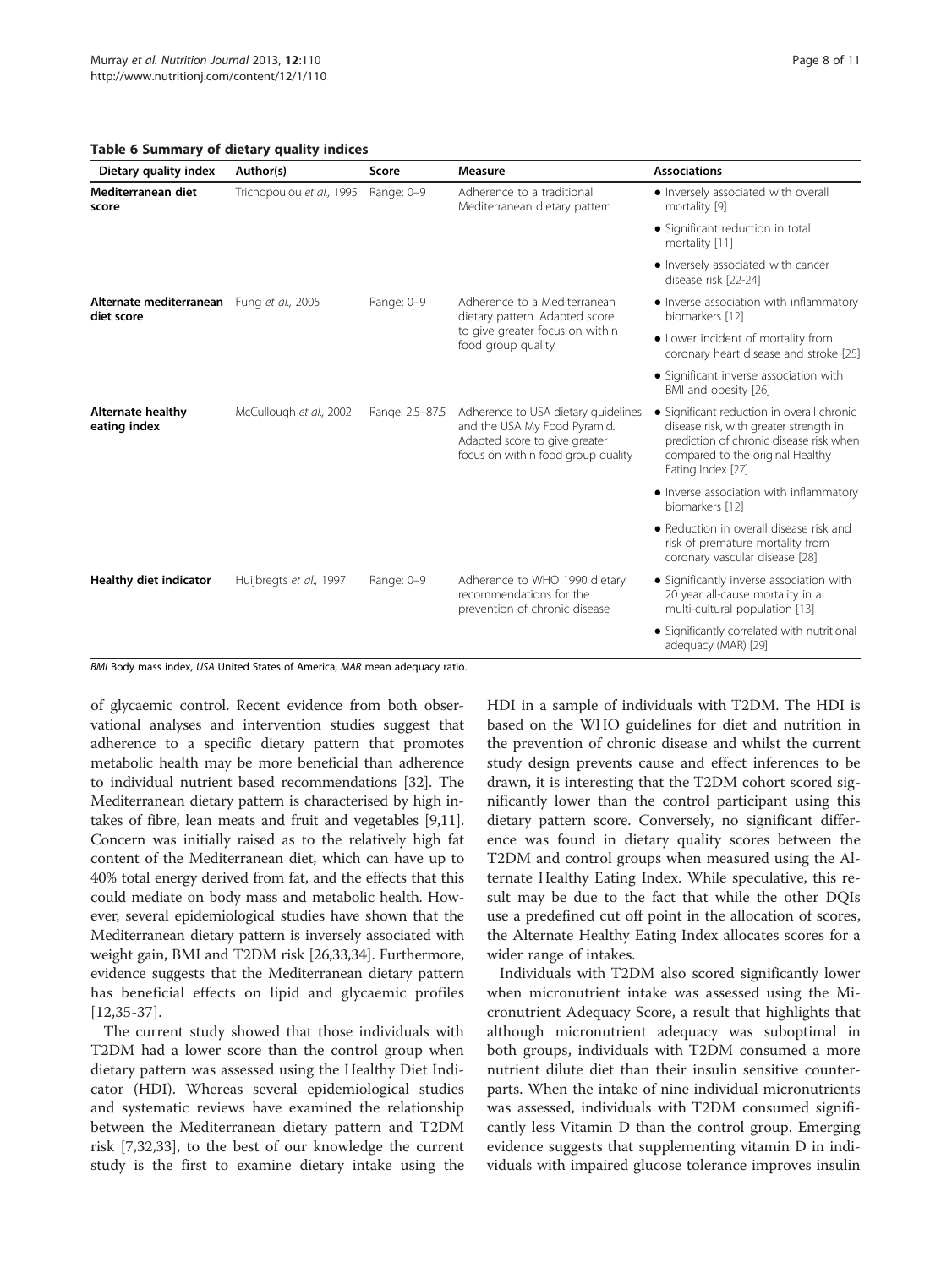**Table 6 Summary of dietary quality indices**

| Dietary quality index | Author(s) | Score | Measure | Associations |
|---|---|---|---|---|
| **Mediterranean diet score** | Trichopoulou *et al.*, 1995 | Range: 0–9 | Adherence to a traditional Mediterranean dietary pattern | • Inversely associated with overall mortality [9] |
| | | | | • Significant reduction in total mortality [11] |
| | | | | • Inversely associated with cancer disease risk [22-24] |
| **Alternate mediterranean diet score** | Fung *et al.*, 2005 | Range: 0–9 | Adherence to a Mediterranean dietary pattern. Adapted score to give greater focus on within food group quality | • Inverse association with inflammatory biomarkers [12] |
| | | | | • Lower incident of mortality from coronary heart disease and stroke [25] |
| | | | | • Significant inverse association with BMI and obesity [26] |
| **Alternate healthy eating index** | McCullough *et al.*, 2002 | Range: 2.5–87.5 | Adherence to USA dietary guidelines and the USA My Food Pyramid. Adapted score to give greater focus on within food group quality | • Significant reduction in overall chronic disease risk, with greater strength in prediction of chronic disease risk when compared to the original Healthy Eating Index [27] |
| | | | | • Inverse association with inflammatory biomarkers [12] |
| | | | | • Reduction in overall disease risk and risk of premature mortality from coronary vascular disease [28] |
| **Healthy diet indicator** | Huijbregts *et al.*, 1997 | Range: 0–9 | Adherence to WHO 1990 dietary recommendations for the prevention of chronic disease | • Significantly inverse association with 20 year all-cause mortality in a multi-cultural population [13] |
| | | | | • Significantly correlated with nutritional adequacy (MAR) [29] |

*BMI* Body mass index, *USA* United States of America, *MAR* mean adequacy ratio.

of glycaemic control. Recent evidence from both observational analyses and intervention studies suggest that adherence to a specific dietary pattern that promotes metabolic health may be more beneficial than adherence to individual nutrient based recommendations [32]. The Mediterranean dietary pattern is characterised by high intakes of fibre, lean meats and fruit and vegetables [9,11]. Concern was initially raised as to the relatively high fat content of the Mediterranean diet, which can have up to 40% total energy derived from fat, and the effects that this could mediate on body mass and metabolic health. However, several epidemiological studies have shown that the Mediterranean dietary pattern is inversely associated with weight gain, BMI and T2DM risk [26,33,34]. Furthermore, evidence suggests that the Mediterranean dietary pattern has beneficial effects on lipid and glycaemic profiles [12,35-37].

The current study showed that those individuals with T2DM had a lower score than the control group when dietary pattern was assessed using the Healthy Diet Indicator (HDI). Whereas several epidemiological studies and systematic reviews have examined the relationship between the Mediterranean dietary pattern and T2DM risk [7,32,33], to the best of our knowledge the current study is the first to examine dietary intake using the HDI in a sample of individuals with T2DM. The HDI is based on the WHO guidelines for diet and nutrition in the prevention of chronic disease and whilst the current study design prevents cause and effect inferences to be drawn, it is interesting that the T2DM cohort scored significantly lower than the control participant using this dietary pattern score. Conversely, no significant difference was found in dietary quality scores between the T2DM and control groups when measured using the Alternate Healthy Eating Index. While speculative, this result may be due to the fact that while the other DQIs use a predefined cut off point in the allocation of scores, the Alternate Healthy Eating Index allocates scores for a wider range of intakes.

Individuals with T2DM also scored significantly lower when micronutrient intake was assessed using the Micronutrient Adequacy Score, a result that highlights that although micronutrient adequacy was suboptimal in both groups, individuals with T2DM consumed a more nutrient dilute diet than their insulin sensitive counterparts. When the intake of nine individual micronutrients was assessed, individuals with T2DM consumed significantly less Vitamin D than the control group. Emerging evidence suggests that supplementing vitamin D in individuals with impaired glucose tolerance improves insulin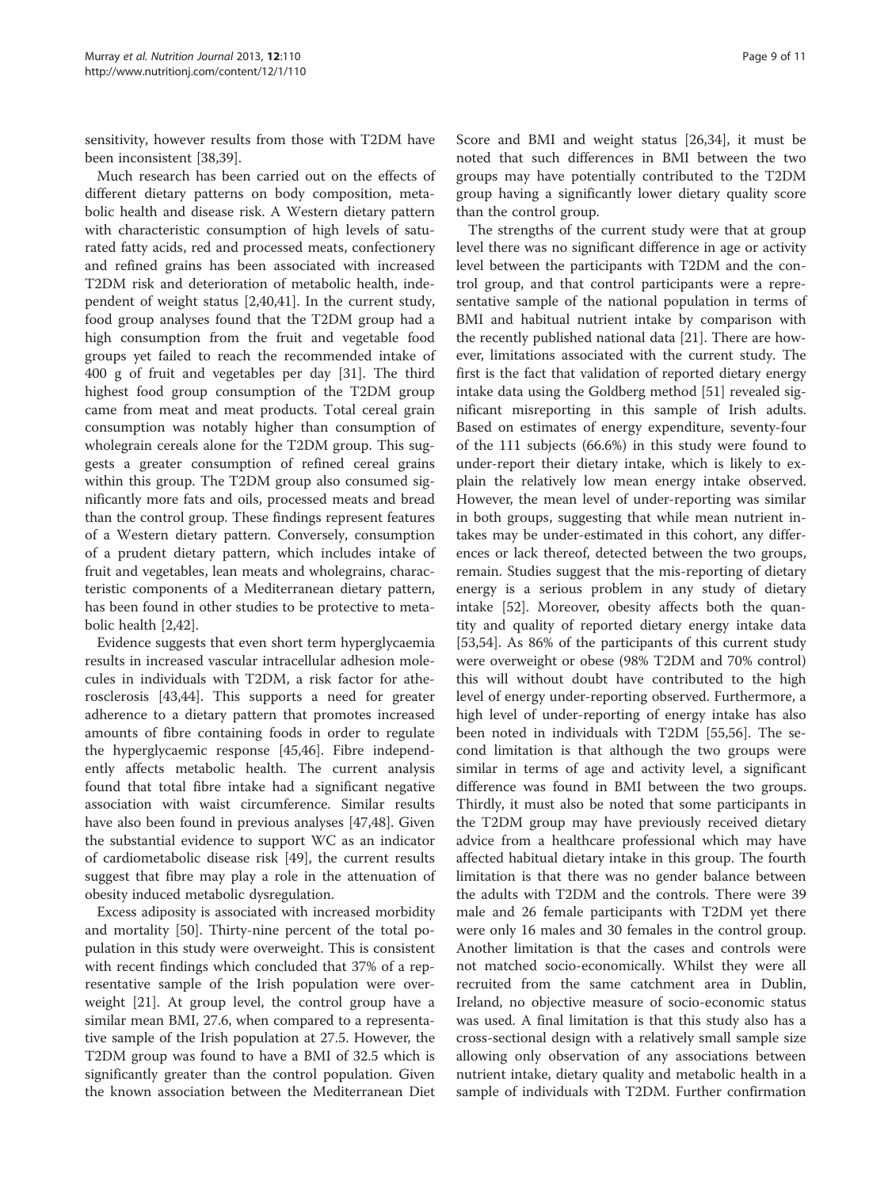sensitivity, however results from those with T2DM have been inconsistent [38,39].

Much research has been carried out on the effects of different dietary patterns on body composition, metabolic health and disease risk. A Western dietary pattern with characteristic consumption of high levels of saturated fatty acids, red and processed meats, confectionery and refined grains has been associated with increased T2DM risk and deterioration of metabolic health, independent of weight status [2,40,41]. In the current study, food group analyses found that the T2DM group had a high consumption from the fruit and vegetable food groups yet failed to reach the recommended intake of 400 g of fruit and vegetables per day [31]. The third highest food group consumption of the T2DM group came from meat and meat products. Total cereal grain consumption was notably higher than consumption of wholegrain cereals alone for the T2DM group. This suggests a greater consumption of refined cereal grains within this group. The T2DM group also consumed significantly more fats and oils, processed meats and bread than the control group. These findings represent features of a Western dietary pattern. Conversely, consumption of a prudent dietary pattern, which includes intake of fruit and vegetables, lean meats and wholegrains, characteristic components of a Mediterranean dietary pattern, has been found in other studies to be protective to metabolic health [2,42].

Evidence suggests that even short term hyperglycaemia results in increased vascular intracellular adhesion molecules in individuals with T2DM, a risk factor for atherosclerosis [43,44]. This supports a need for greater adherence to a dietary pattern that promotes increased amounts of fibre containing foods in order to regulate the hyperglycaemic response [45,46]. Fibre independently affects metabolic health. The current analysis found that total fibre intake had a significant negative association with waist circumference. Similar results have also been found in previous analyses [47,48]. Given the substantial evidence to support WC as an indicator of cardiometabolic disease risk [49], the current results suggest that fibre may play a role in the attenuation of obesity induced metabolic dysregulation.

Excess adiposity is associated with increased morbidity and mortality [50]. Thirty-nine percent of the total population in this study were overweight. This is consistent with recent findings which concluded that 37% of a representative sample of the Irish population were overweight [21]. At group level, the control group have a similar mean BMI, 27.6, when compared to a representative sample of the Irish population at 27.5. However, the T2DM group was found to have a BMI of 32.5 which is significantly greater than the control population. Given the known association between the Mediterranean Diet Score and BMI and weight status [26,34], it must be noted that such differences in BMI between the two groups may have potentially contributed to the T2DM group having a significantly lower dietary quality score than the control group.

The strengths of the current study were that at group level there was no significant difference in age or activity level between the participants with T2DM and the control group, and that control participants were a representative sample of the national population in terms of BMI and habitual nutrient intake by comparison with the recently published national data [21]. There are however, limitations associated with the current study. The first is the fact that validation of reported dietary energy intake data using the Goldberg method [51] revealed significant misreporting in this sample of Irish adults. Based on estimates of energy expenditure, seventy-four of the 111 subjects (66.6%) in this study were found to under-report their dietary intake, which is likely to explain the relatively low mean energy intake observed. However, the mean level of under-reporting was similar in both groups, suggesting that while mean nutrient intakes may be under-estimated in this cohort, any differences or lack thereof, detected between the two groups, remain. Studies suggest that the mis-reporting of dietary energy is a serious problem in any study of dietary intake [52]. Moreover, obesity affects both the quantity and quality of reported dietary energy intake data [53,54]. As 86% of the participants of this current study were overweight or obese (98% T2DM and 70% control) this will without doubt have contributed to the high level of energy under-reporting observed. Furthermore, a high level of under-reporting of energy intake has also been noted in individuals with T2DM [55,56]. The second limitation is that although the two groups were similar in terms of age and activity level, a significant difference was found in BMI between the two groups. Thirdly, it must also be noted that some participants in the T2DM group may have previously received dietary advice from a healthcare professional which may have affected habitual dietary intake in this group. The fourth limitation is that there was no gender balance between the adults with T2DM and the controls. There were 39 male and 26 female participants with T2DM yet there were only 16 males and 30 females in the control group. Another limitation is that the cases and controls were not matched socio-economically. Whilst they were all recruited from the same catchment area in Dublin, Ireland, no objective measure of socio-economic status was used. A final limitation is that this study also has a cross-sectional design with a relatively small sample size allowing only observation of any associations between nutrient intake, dietary quality and metabolic health in a sample of individuals with T2DM. Further confirmation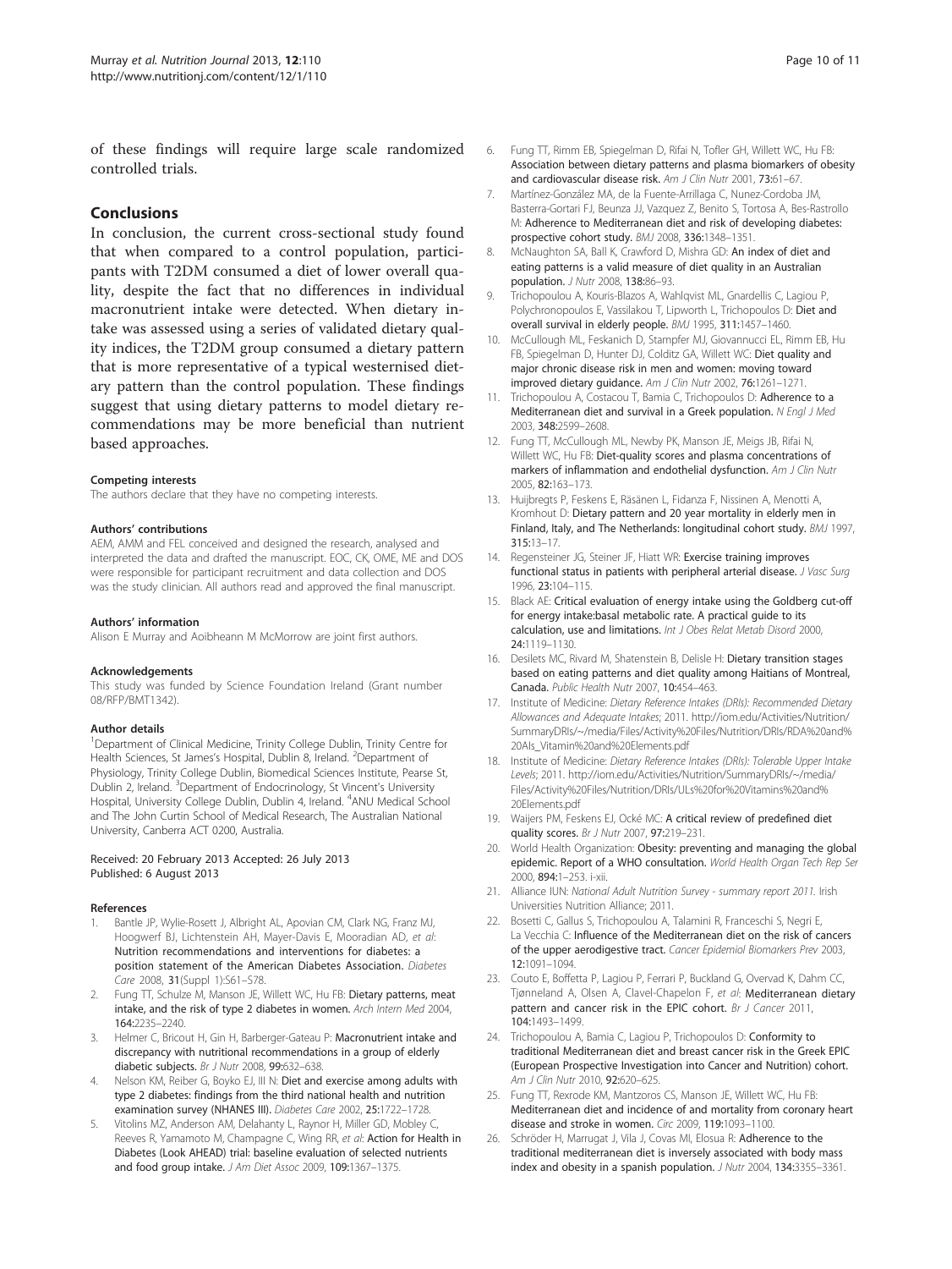of these findings will require large scale randomized controlled trials.

## Conclusions

In conclusion, the current cross-sectional study found that when compared to a control population, participants with T2DM consumed a diet of lower overall quality, despite the fact that no differences in individual macronutrient intake were detected. When dietary intake was assessed using a series of validated dietary quality indices, the T2DM group consumed a dietary pattern that is more representative of a typical westernised dietary pattern than the control population. These findings suggest that using dietary patterns to model dietary recommendations may be more beneficial than nutrient based approaches.

#### Competing interests

The authors declare that they have no competing interests.

#### Authors' contributions

AEM, AMM and FEL conceived and designed the research, analysed and interpreted the data and drafted the manuscript. EOC, CK, OME, ME and DOS were responsible for participant recruitment and data collection and DOS was the study clinician. All authors read and approved the final manuscript.

#### Authors' information

Alison E Murray and Aoibheann M McMorrow are joint first authors.

#### Acknowledgements

This study was funded by Science Foundation Ireland (Grant number 08/RFP/BMT1342).

#### Author details

[1]Department of Clinical Medicine, Trinity College Dublin, Trinity Centre for Health Sciences, St James's Hospital, Dublin 8, Ireland. [2]Department of Physiology, Trinity College Dublin, Biomedical Sciences Institute, Pearse St, Dublin 2, Ireland. [3]Department of Endocrinology, St Vincent's University Hospital, University College Dublin, Dublin 4, Ireland. [4]ANU Medical School and The John Curtin School of Medical Research, The Australian National University, Canberra ACT 0200, Australia.

Received: 20 February 2013 Accepted: 26 July 2013
Published: 6 August 2013

#### References

1. Bantle JP, Wylie-Rosett J, Albright AL, Apovian CM, Clark NG, Franz MJ, Hoogwerf BJ, Lichtenstein AH, Mayer-Davis E, Mooradian AD, *et al*: **Nutrition recommendations and interventions for diabetes: a position statement of the American Diabetes Association.** *Diabetes Care* 2008, **31**(Suppl 1):S61–S78.
2. Fung TT, Schulze M, Manson JE, Willett WC, Hu FB: **Dietary patterns, meat intake, and the risk of type 2 diabetes in women.** *Arch Intern Med* 2004, **164**:2235–2240.
3. Helmer C, Bricout H, Gin H, Barberger-Gateau P: **Macronutrient intake and discrepancy with nutritional recommendations in a group of elderly diabetic subjects.** *Br J Nutr* 2008, **99**:632–638.
4. Nelson KM, Reiber G, Boyko EJ, III N: **Diet and exercise among adults with type 2 diabetes: findings from the third national health and nutrition examination survey (NHANES III).** *Diabetes Care* 2002, **25**:1722–1728.
5. Vitolins MZ, Anderson AM, Delahanty L, Raynor H, Miller GD, Mobley C, Reeves R, Yamamoto M, Champagne C, Wing RR, *et al*: **Action for Health in Diabetes (Look AHEAD) trial: baseline evaluation of selected nutrients and food group intake.** *J Am Diet Assoc* 2009, **109**:1367–1375.
6. Fung TT, Rimm EB, Spiegelman D, Rifai N, Tofler GH, Willett WC, Hu FB: **Association between dietary patterns and plasma biomarkers of obesity and cardiovascular disease risk.** *Am J Clin Nutr* 2001, **73**:61–67.
7. Martínez-González MA, de la Fuente-Arrillaga C, Nunez-Cordoba JM, Basterra-Gortari FJ, Beunza JJ, Vazquez Z, Benito S, Tortosa A, Bes-Rastrollo M: **Adherence to Mediterranean diet and risk of developing diabetes: prospective cohort study.** *BMJ* 2008, **336**:1348–1351.
8. McNaughton SA, Ball K, Crawford D, Mishra GD: **An index of diet and eating patterns is a valid measure of diet quality in an Australian population.** *J Nutr* 2008, **138**:86–93.
9. Trichopoulou A, Kouris-Blazos A, Wahlqvist ML, Gnardellis C, Lagiou P, Polychronopoulos E, Vassilakou T, Lipworth L, Trichopoulos D: **Diet and overall survival in elderly people.** *BMJ* 1995, **311**:1457–1460.
10. McCullough ML, Feskanich D, Stampfer MJ, Giovannucci EL, Rimm EB, Hu FB, Spiegelman D, Hunter DJ, Colditz GA, Willett WC: **Diet quality and major chronic disease risk in men and women: moving toward improved dietary guidance.** *Am J Clin Nutr* 2002, **76**:1261–1271.
11. Trichopoulou A, Costacou T, Bamia C, Trichopoulos D: **Adherence to a Mediterranean diet and survival in a Greek population.** *N Engl J Med* 2003, **348**:2599–2608.
12. Fung TT, McCullough ML, Newby PK, Manson JE, Meigs JB, Rifai N, Willett WC, Hu FB: **Diet-quality scores and plasma concentrations of markers of inflammation and endothelial dysfunction.** *Am J Clin Nutr* 2005, **82**:163–173.
13. Huijbregts P, Feskens E, Räsänen L, Fidanza F, Nissinen A, Menotti A, Kromhout D: **Dietary pattern and 20 year mortality in elderly men in Finland, Italy, and The Netherlands: longitudinal cohort study.** *BMJ* 1997, **315**:13–17.
14. Regensteiner JG, Steiner JF, Hiatt WR: **Exercise training improves functional status in patients with peripheral arterial disease.** *J Vasc Surg* 1996, **23**:104–115.
15. Black AE: **Critical evaluation of energy intake using the Goldberg cut-off for energy intake:basal metabolic rate. A practical guide to its calculation, use and limitations.** *Int J Obes Relat Metab Disord* 2000, **24**:1119–1130.
16. Desilets MC, Rivard M, Shatenstein B, Delisle H: **Dietary transition stages based on eating patterns and diet quality among Haitians of Montreal, Canada.** *Public Health Nutr* 2007, **10**:454–463.
17. Institute of Medicine: *Dietary Reference Intakes (DRIs): Recommended Dietary Allowances and Adequate Intakes*; 2011. http://iom.edu/Activities/Nutrition/SummaryDRIs/~/media/Files/Activity%20Files/Nutrition/DRIs/RDA%20and%20AIs_Vitamin%20and%20Elements.pdf
18. Institute of Medicine: *Dietary Reference Intakes (DRIs): Tolerable Upper Intake Levels*; 2011. http://iom.edu/Activities/Nutrition/SummaryDRIs/~/media/Files/Activity%20Files/Nutrition/DRIs/ULs%20for%20Vitamins%20and%20Elements.pdf
19. Waijers PM, Feskens EJ, Ocké MC: **A critical review of predefined diet quality scores.** *Br J Nutr* 2007, **97**:219–231.
20. World Health Organization: **Obesity: preventing and managing the global epidemic. Report of a WHO consultation.** *World Health Organ Tech Rep Ser* 2000, **894**:1–253. i-xii.
21. Alliance IUN: *National Adult Nutrition Survey - summary report 2011*. Irish Universities Nutrition Alliance; 2011.
22. Bosetti C, Gallus S, Trichopoulou A, Talamini R, Franceschi S, Negri E, La Vecchia C: **Influence of the Mediterranean diet on the risk of cancers of the upper aerodigestive tract.** *Cancer Epidemiol Biomarkers Prev* 2003, **12**:1091–1094.
23. Couto E, Boffetta P, Lagiou P, Ferrari P, Buckland G, Overvad K, Dahm CC, Tjønneland A, Olsen A, Clavel-Chapelon F, *et al*: **Mediterranean dietary pattern and cancer risk in the EPIC cohort.** *Br J Cancer* 2011, **104**:1493–1499.
24. Trichopoulou A, Bamia C, Lagiou P, Trichopoulos D: **Conformity to traditional Mediterranean diet and breast cancer risk in the Greek EPIC (European Prospective Investigation into Cancer and Nutrition) cohort.** *Am J Clin Nutr* 2010, **92**:620–625.
25. Fung TT, Rexrode KM, Mantzoros CS, Manson JE, Willett WC, Hu FB: **Mediterranean diet and incidence of and mortality from coronary heart disease and stroke in women.** *Circ* 2009, **119**:1093–1100.
26. Schröder H, Marrugat J, Vila J, Covas MI, Elosua R: **Adherence to the traditional mediterranean diet is inversely associated with body mass index and obesity in a spanish population.** *J Nutr* 2004, **134**:3355–3361.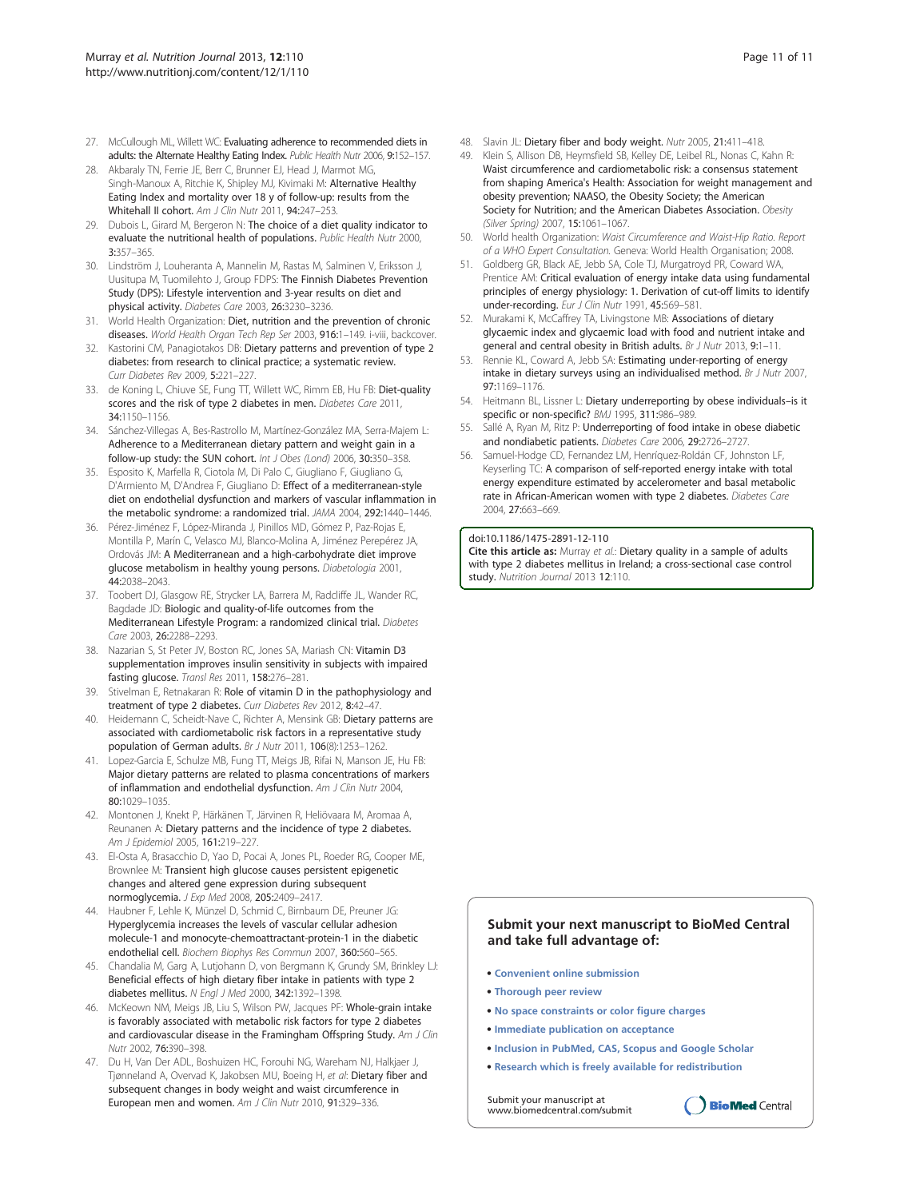27. McCullough ML, Willett WC: **Evaluating adherence to recommended diets in adults: the Alternate Healthy Eating Index.** *Public Health Nutr* 2006, **9:**152–157.
28. Akbaraly TN, Ferrie JE, Berr C, Brunner EJ, Head J, Marmot MG, Singh-Manoux A, Ritchie K, Shipley MJ, Kivimaki M: **Alternative Healthy Eating Index and mortality over 18 y of follow-up: results from the Whitehall II cohort.** *Am J Clin Nutr* 2011, **94:**247–253.
29. Dubois L, Girard M, Bergeron N: **The choice of a diet quality indicator to evaluate the nutritional health of populations.** *Public Health Nutr* 2000, **3:**357–365.
30. Lindström J, Louheranta A, Mannelin M, Rastas M, Salminen V, Eriksson J, Uusitupa M, Tuomilehto J, Group FDPS: **The Finnish Diabetes Prevention Study (DPS): Lifestyle intervention and 3-year results on diet and physical activity.** *Diabetes Care* 2003, **26:**3230–3236.
31. World Health Organization: **Diet, nutrition and the prevention of chronic diseases.** *World Health Organ Tech Rep Ser* 2003, **916:**1–149. i-viii, backcover.
32. Kastorini CM, Panagiotakos DB: **Dietary patterns and prevention of type 2 diabetes: from research to clinical practice; a systematic review.** *Curr Diabetes Rev* 2009, **5:**221–227.
33. de Koning L, Chiuve SE, Fung TT, Willett WC, Rimm EB, Hu FB: **Diet-quality scores and the risk of type 2 diabetes in men.** *Diabetes Care* 2011, **34:**1150–1156.
34. Sánchez-Villegas A, Bes-Rastrollo M, Martínez-González MA, Serra-Majem L: **Adherence to a Mediterranean dietary pattern and weight gain in a follow-up study: the SUN cohort.** *Int J Obes (Lond)* 2006, **30:**350–358.
35. Esposito K, Marfella R, Ciotola M, Di Palo C, Giugliano F, Giugliano G, D'Armiento M, D'Andrea F, Giugliano D: **Effect of a mediterranean-style diet on endothelial dysfunction and markers of vascular inflammation in the metabolic syndrome: a randomized trial.** *JAMA* 2004, **292:**1440–1446.
36. Pérez-Jiménez F, López-Miranda J, Pinillos MD, Gómez P, Paz-Rojas E, Montilla P, Marín C, Velasco MJ, Blanco-Molina A, Jiménez Perepérez JA, Ordovás JM: **A Mediterranean and a high-carbohydrate diet improve glucose metabolism in healthy young persons.** *Diabetologia* 2001, **44:**2038–2043.
37. Toobert DJ, Glasgow RE, Strycker LA, Barrera M, Radcliffe JL, Wander RC, Bagdade JD: **Biologic and quality-of-life outcomes from the Mediterranean Lifestyle Program: a randomized clinical trial.** *Diabetes Care* 2003, **26:**2288–2293.
38. Nazarian S, St Peter JV, Boston RC, Jones SA, Mariash CN: **Vitamin D3 supplementation improves insulin sensitivity in subjects with impaired fasting glucose.** *Transl Res* 2011, **158:**276–281.
39. Stivelman E, Retnakaran R: **Role of vitamin D in the pathophysiology and treatment of type 2 diabetes.** *Curr Diabetes Rev* 2012, **8:**42–47.
40. Heidemann C, Scheidt-Nave C, Richter A, Mensink GB: **Dietary patterns are associated with cardiometabolic risk factors in a representative study population of German adults.** *Br J Nutr* 2011, **106**(8):1253–1262.
41. Lopez-Garcia E, Schulze MB, Fung TT, Meigs JB, Rifai N, Manson JE, Hu FB: **Major dietary patterns are related to plasma concentrations of markers of inflammation and endothelial dysfunction.** *Am J Clin Nutr* 2004, **80:**1029–1035.
42. Montonen J, Knekt P, Härkänen T, Järvinen R, Heliövaara M, Aromaa A, Reunanen A: **Dietary patterns and the incidence of type 2 diabetes.** *Am J Epidemiol* 2005, **161:**219–227.
43. El-Osta A, Brasacchio D, Yao D, Pocai A, Jones PL, Roeder RG, Cooper ME, Brownlee M: **Transient high glucose causes persistent epigenetic changes and altered gene expression during subsequent normoglycemia.** *J Exp Med* 2008, **205:**2409–2417.
44. Haubner F, Lehle K, Münzel D, Schmid C, Birnbaum DE, Preuner JG: **Hyperglycemia increases the levels of vascular cellular adhesion molecule-1 and monocyte-chemoattractant-protein-1 in the diabetic endothelial cell.** *Biochem Biophys Res Commun* 2007, **360:**560–565.
45. Chandalia M, Garg A, Lutjohann D, von Bergmann K, Grundy SM, Brinkley LJ: **Beneficial effects of high dietary fiber intake in patients with type 2 diabetes mellitus.** *N Engl J Med* 2000, **342:**1392–1398.
46. McKeown NM, Meigs JB, Liu S, Wilson PW, Jacques PF: **Whole-grain intake is favorably associated with metabolic risk factors for type 2 diabetes and cardiovascular disease in the Framingham Offspring Study.** *Am J Clin Nutr* 2002, **76:**390–398.
47. Du H, Van Der ADL, Boshuizen HC, Forouhi NG, Wareham NJ, Halkjaer J, Tjønneland A, Overvad K, Jakobsen MU, Boeing H, *et al*: **Dietary fiber and subsequent changes in body weight and waist circumference in European men and women.** *Am J Clin Nutr* 2010, **91:**329–336.
48. Slavin JL: **Dietary fiber and body weight.** *Nutr* 2005, **21:**411–418.
49. Klein S, Allison DB, Heymsfield SB, Kelley DE, Leibel RL, Nonas C, Kahn R: **Waist circumference and cardiometabolic risk: a consensus statement from shaping America's Health: Association for weight management and obesity prevention; NAASO, the Obesity Society; the American Society for Nutrition; and the American Diabetes Association.** *Obesity (Silver Spring)* 2007, **15:**1061–1067.
50. World health Organization: *Waist Circumference and Waist-Hip Ratio. Report of a WHO Expert Consultation.* Geneva: World Health Organisation; 2008.
51. Goldberg GR, Black AE, Jebb SA, Cole TJ, Murgatroyd PR, Coward WA, Prentice AM: **Critical evaluation of energy intake data using fundamental principles of energy physiology: 1. Derivation of cut-off limits to identify under-recording.** *Eur J Clin Nutr* 1991, **45:**569–581.
52. Murakami K, McCaffrey TA, Livingstone MB: **Associations of dietary glycaemic index and glycaemic load with food and nutrient intake and general and central obesity in British adults.** *Br J Nutr* 2013, **9:**1–11.
53. Rennie KL, Coward A, Jebb SA: **Estimating under-reporting of energy intake in dietary surveys using an individualised method.** *Br J Nutr* 2007, **97:**1169–1176.
54. Heitmann BL, Lissner L: **Dietary underreporting by obese individuals–is it specific or non-specific?** *BMJ* 1995, **311:**986–989.
55. Sallé A, Ryan M, Ritz P: **Underreporting of food intake in obese diabetic and nondiabetic patients.** *Diabetes Care* 2006, **29:**2726–2727.
56. Samuel-Hodge CD, Fernandez LM, Henríquez-Roldán CF, Johnston LF, Keyserling TC: **A comparison of self-reported energy intake with total energy expenditure estimated by accelerometer and basal metabolic rate in African-American women with type 2 diabetes.** *Diabetes Care* 2004, **27:**663–669.

doi:10.1186/1475-2891-12-110
**Cite this article as:** Murray *et al.*: Dietary quality in a sample of adults with type 2 diabetes mellitus in Ireland; a cross-sectional case control study. *Nutrition Journal* 2013 **12**:110.

**Submit your next manuscript to BioMed Central and take full advantage of:**

- **Convenient online submission**
- **Thorough peer review**
- **No space constraints or color figure charges**
- **Immediate publication on acceptance**
- **Inclusion in PubMed, CAS, Scopus and Google Scholar**
- **Research which is freely available for redistribution**

Submit your manuscript at
www.biomedcentral.com/submit

BioMed Central